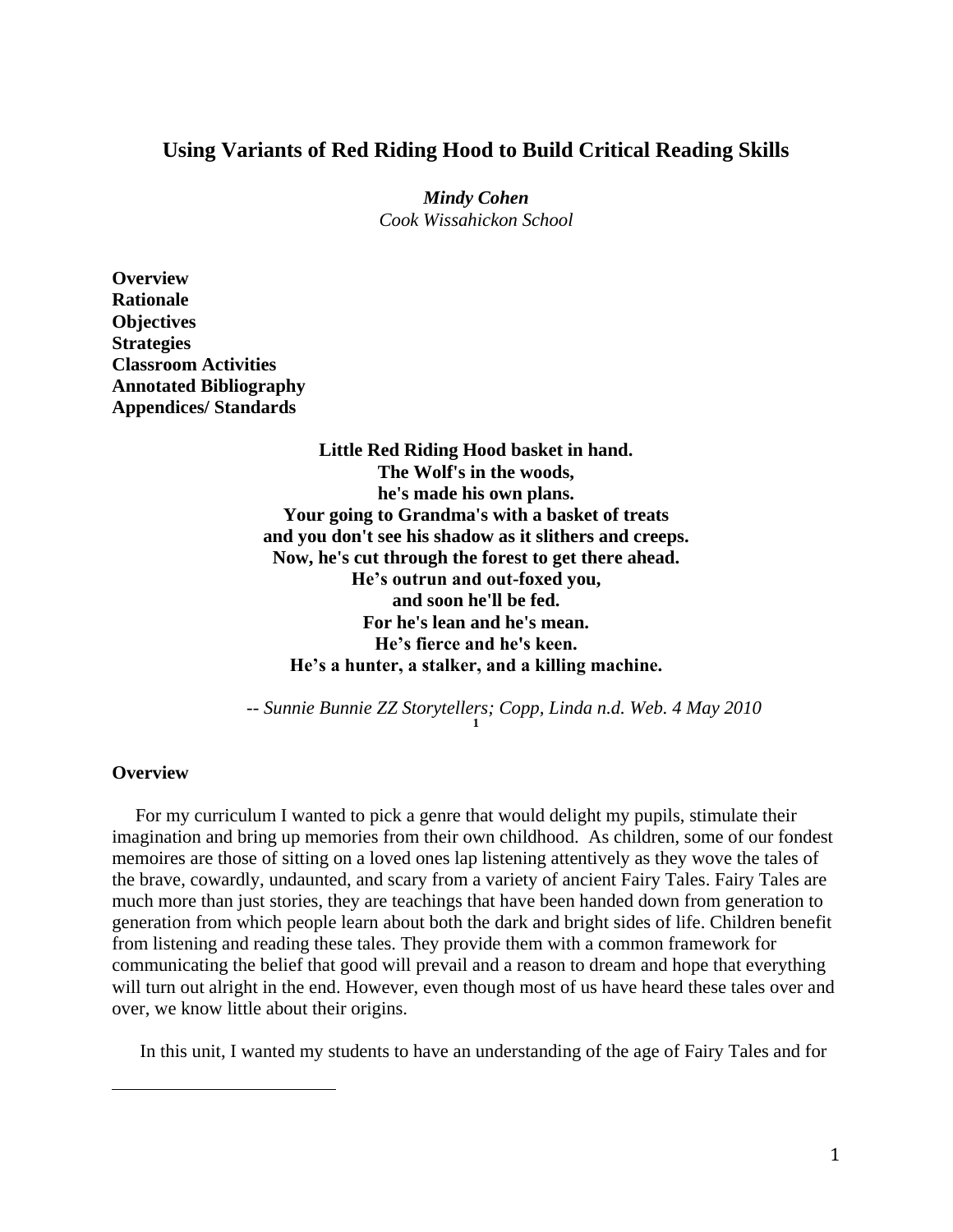# Using Variants of Red Riding Hood to Build Critical Reading Skills

***Mindy Cohen***
*Cook Wissahickon School*

**Overview**
**Rationale**
**Objectives**
**Strategies**
**Classroom Activities**
**Annotated Bibliography**
**Appendices/ Standards**

**Little Red Riding Hood basket in hand.**
**The Wolf's in the woods,**
**he's made his own plans.**
**Your going to Grandma's with a basket of treats**
**and you don't see his shadow as it slithers and creeps.**
**Now, he's cut through the forest to get there ahead.**
**He's outrun and out-foxed you,**
**and soon he'll be fed.**
**For he's lean and he's mean.**
**He's fierce and he's keen.**
**He's a hunter, a stalker, and a killing machine.**

-- *Sunnie Bunnie ZZ Storytellers; Copp, Linda n.d. Web. 4 May 2010* [1]

**Overview**

For my curriculum I wanted to pick a genre that would delight my pupils, stimulate their imagination and bring up memories from their own childhood. As children, some of our fondest memoires are those of sitting on a loved ones lap listening attentively as they wove the tales of the brave, cowardly, undaunted, and scary from a variety of ancient Fairy Tales. Fairy Tales are much more than just stories, they are teachings that have been handed down from generation to generation from which people learn about both the dark and bright sides of life. Children benefit from listening and reading these tales. They provide them with a common framework for communicating the belief that good will prevail and a reason to dream and hope that everything will turn out alright in the end. However, even though most of us have heard these tales over and over, we know little about their origins.

In this unit, I wanted my students to have an understanding of the age of Fairy Tales and for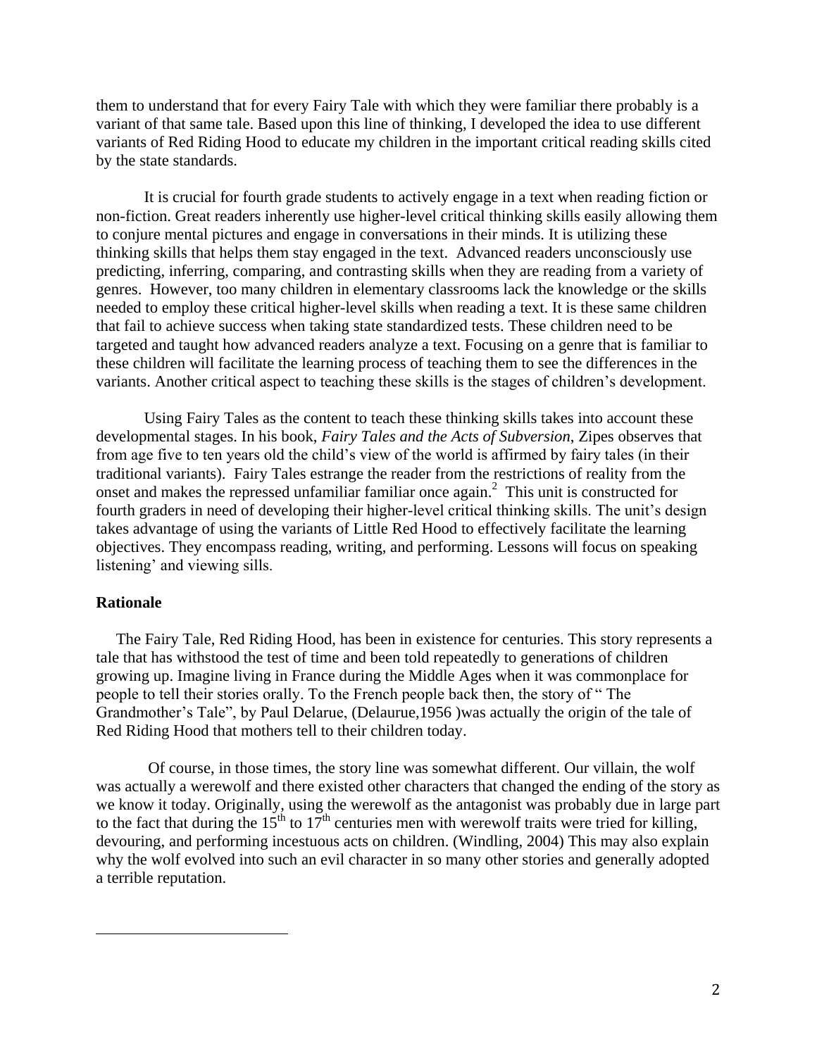them to understand that for every Fairy Tale with which they were familiar there probably is a variant of that same tale. Based upon this line of thinking, I developed the idea to use different variants of Red Riding Hood to educate my children in the important critical reading skills cited by the state standards.

It is crucial for fourth grade students to actively engage in a text when reading fiction or non-fiction. Great readers inherently use higher-level critical thinking skills easily allowing them to conjure mental pictures and engage in conversations in their minds. It is utilizing these thinking skills that helps them stay engaged in the text. Advanced readers unconsciously use predicting, inferring, comparing, and contrasting skills when they are reading from a variety of genres. However, too many children in elementary classrooms lack the knowledge or the skills needed to employ these critical higher-level skills when reading a text. It is these same children that fail to achieve success when taking state standardized tests. These children need to be targeted and taught how advanced readers analyze a text. Focusing on a genre that is familiar to these children will facilitate the learning process of teaching them to see the differences in the variants. Another critical aspect to teaching these skills is the stages of children's development.

Using Fairy Tales as the content to teach these thinking skills takes into account these developmental stages. In his book, *Fairy Tales and the Acts of Subversion*, Zipes observes that from age five to ten years old the child's view of the world is affirmed by fairy tales (in their traditional variants). Fairy Tales estrange the reader from the restrictions of reality from the onset and makes the repressed unfamiliar familiar once again.[2] This unit is constructed for fourth graders in need of developing their higher-level critical thinking skills. The unit's design takes advantage of using the variants of Little Red Hood to effectively facilitate the learning objectives. They encompass reading, writing, and performing. Lessons will focus on speaking listening' and viewing sills.

## Rationale

The Fairy Tale, Red Riding Hood, has been in existence for centuries. This story represents a tale that has withstood the test of time and been told repeatedly to generations of children growing up. Imagine living in France during the Middle Ages when it was commonplace for people to tell their stories orally. To the French people back then, the story of " The Grandmother's Tale", by Paul Delarue, (Delaurue,1956 )was actually the origin of the tale of Red Riding Hood that mothers tell to their children today.

Of course, in those times, the story line was somewhat different. Our villain, the wolf was actually a werewolf and there existed other characters that changed the ending of the story as we know it today. Originally, using the werewolf as the antagonist was probably due in large part to the fact that during the 15th to 17th centuries men with werewolf traits were tried for killing, devouring, and performing incestuous acts on children. (Windling, 2004) This may also explain why the wolf evolved into such an evil character in so many other stories and generally adopted a terrible reputation.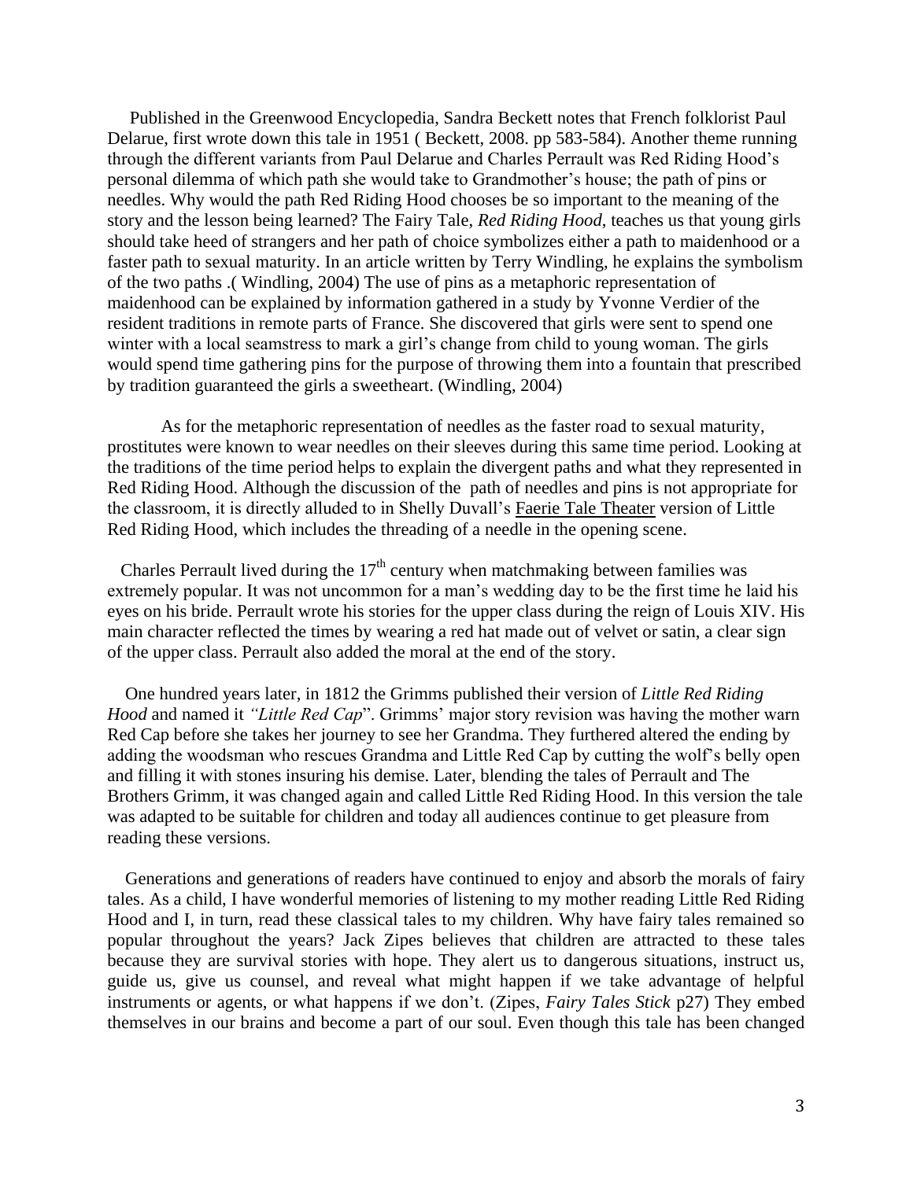Published in the Greenwood Encyclopedia, Sandra Beckett notes that French folklorist Paul Delarue, first wrote down this tale in 1951 ( Beckett, 2008. pp 583-584). Another theme running through the different variants from Paul Delarue and Charles Perrault was Red Riding Hood's personal dilemma of which path she would take to Grandmother's house; the path of pins or needles. Why would the path Red Riding Hood chooses be so important to the meaning of the story and the lesson being learned? The Fairy Tale, *Red Riding Hood*, teaches us that young girls should take heed of strangers and her path of choice symbolizes either a path to maidenhood or a faster path to sexual maturity. In an article written by Terry Windling, he explains the symbolism of the two paths .( Windling, 2004) The use of pins as a metaphoric representation of maidenhood can be explained by information gathered in a study by Yvonne Verdier of the resident traditions in remote parts of France. She discovered that girls were sent to spend one winter with a local seamstress to mark a girl's change from child to young woman. The girls would spend time gathering pins for the purpose of throwing them into a fountain that prescribed by tradition guaranteed the girls a sweetheart. (Windling, 2004)

As for the metaphoric representation of needles as the faster road to sexual maturity, prostitutes were known to wear needles on their sleeves during this same time period. Looking at the traditions of the time period helps to explain the divergent paths and what they represented in Red Riding Hood. Although the discussion of the path of needles and pins is not appropriate for the classroom, it is directly alluded to in Shelly Duvall's Faerie Tale Theater version of Little Red Riding Hood, which includes the threading of a needle in the opening scene.

Charles Perrault lived during the 17th century when matchmaking between families was extremely popular. It was not uncommon for a man's wedding day to be the first time he laid his eyes on his bride. Perrault wrote his stories for the upper class during the reign of Louis XIV. His main character reflected the times by wearing a red hat made out of velvet or satin, a clear sign of the upper class. Perrault also added the moral at the end of the story.

One hundred years later, in 1812 the Grimms published their version of *Little Red Riding Hood* and named it *"Little Red Cap*". Grimms' major story revision was having the mother warn Red Cap before she takes her journey to see her Grandma. They furthered altered the ending by adding the woodsman who rescues Grandma and Little Red Cap by cutting the wolf's belly open and filling it with stones insuring his demise. Later, blending the tales of Perrault and The Brothers Grimm, it was changed again and called Little Red Riding Hood. In this version the tale was adapted to be suitable for children and today all audiences continue to get pleasure from reading these versions.

Generations and generations of readers have continued to enjoy and absorb the morals of fairy tales. As a child, I have wonderful memories of listening to my mother reading Little Red Riding Hood and I, in turn, read these classical tales to my children. Why have fairy tales remained so popular throughout the years? Jack Zipes believes that children are attracted to these tales because they are survival stories with hope. They alert us to dangerous situations, instruct us, guide us, give us counsel, and reveal what might happen if we take advantage of helpful instruments or agents, or what happens if we don't. (Zipes, *Fairy Tales Stick* p27) They embed themselves in our brains and become a part of our soul. Even though this tale has been changed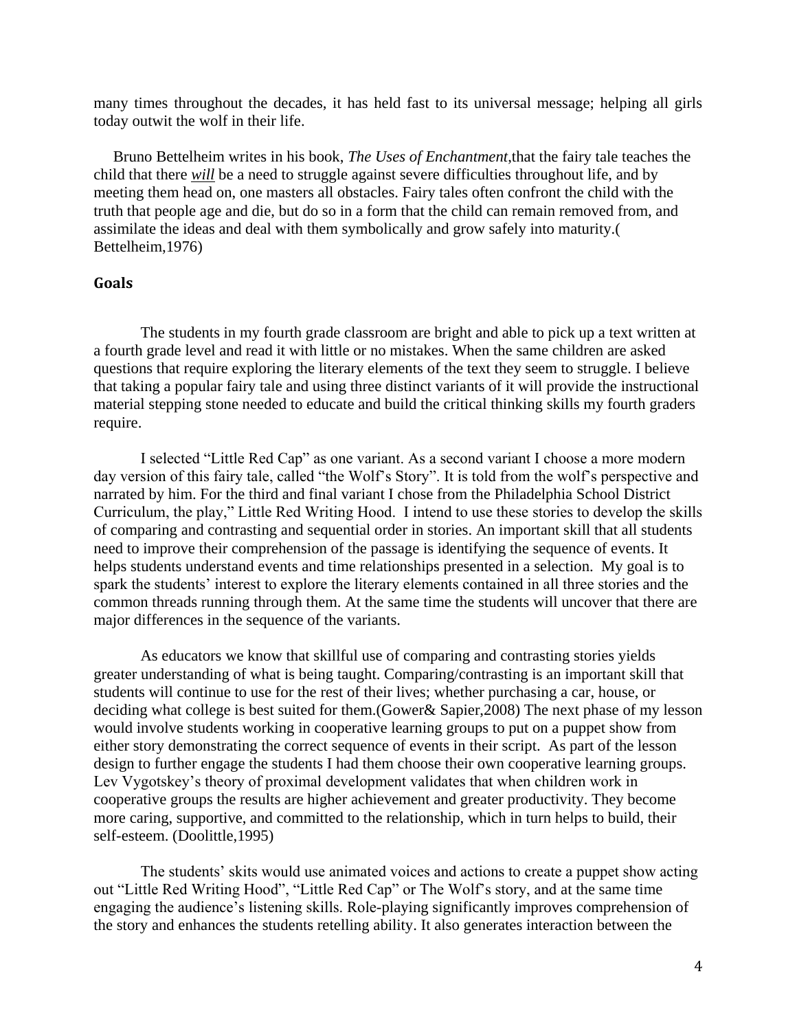many times throughout the decades, it has held fast to its universal message; helping all girls today outwit the wolf in their life.

Bruno Bettelheim writes in his book, *The Uses of Enchantment*,that the fairy tale teaches the child that there ***will*** be a need to struggle against severe difficulties throughout life, and by meeting them head on, one masters all obstacles. Fairy tales often confront the child with the truth that people age and die, but do so in a form that the child can remain removed from, and assimilate the ideas and deal with them symbolically and grow safely into maturity.( Bettelheim,1976)

## Goals

The students in my fourth grade classroom are bright and able to pick up a text written at a fourth grade level and read it with little or no mistakes. When the same children are asked questions that require exploring the literary elements of the text they seem to struggle. I believe that taking a popular fairy tale and using three distinct variants of it will provide the instructional material stepping stone needed to educate and build the critical thinking skills my fourth graders require.

I selected "Little Red Cap" as one variant. As a second variant I choose a more modern day version of this fairy tale, called "the Wolf's Story". It is told from the wolf's perspective and narrated by him. For the third and final variant I chose from the Philadelphia School District Curriculum, the play," Little Red Writing Hood. I intend to use these stories to develop the skills of comparing and contrasting and sequential order in stories. An important skill that all students need to improve their comprehension of the passage is identifying the sequence of events. It helps students understand events and time relationships presented in a selection. My goal is to spark the students' interest to explore the literary elements contained in all three stories and the common threads running through them. At the same time the students will uncover that there are major differences in the sequence of the variants.

As educators we know that skillful use of comparing and contrasting stories yields greater understanding of what is being taught. Comparing/contrasting is an important skill that students will continue to use for the rest of their lives; whether purchasing a car, house, or deciding what college is best suited for them.(Gower& Sapier,2008) The next phase of my lesson would involve students working in cooperative learning groups to put on a puppet show from either story demonstrating the correct sequence of events in their script. As part of the lesson design to further engage the students I had them choose their own cooperative learning groups. Lev Vygotskey's theory of proximal development validates that when children work in cooperative groups the results are higher achievement and greater productivity. They become more caring, supportive, and committed to the relationship, which in turn helps to build, their self-esteem. (Doolittle,1995)

The students' skits would use animated voices and actions to create a puppet show acting out "Little Red Writing Hood", "Little Red Cap" or The Wolf's story, and at the same time engaging the audience's listening skills. Role-playing significantly improves comprehension of the story and enhances the students retelling ability. It also generates interaction between the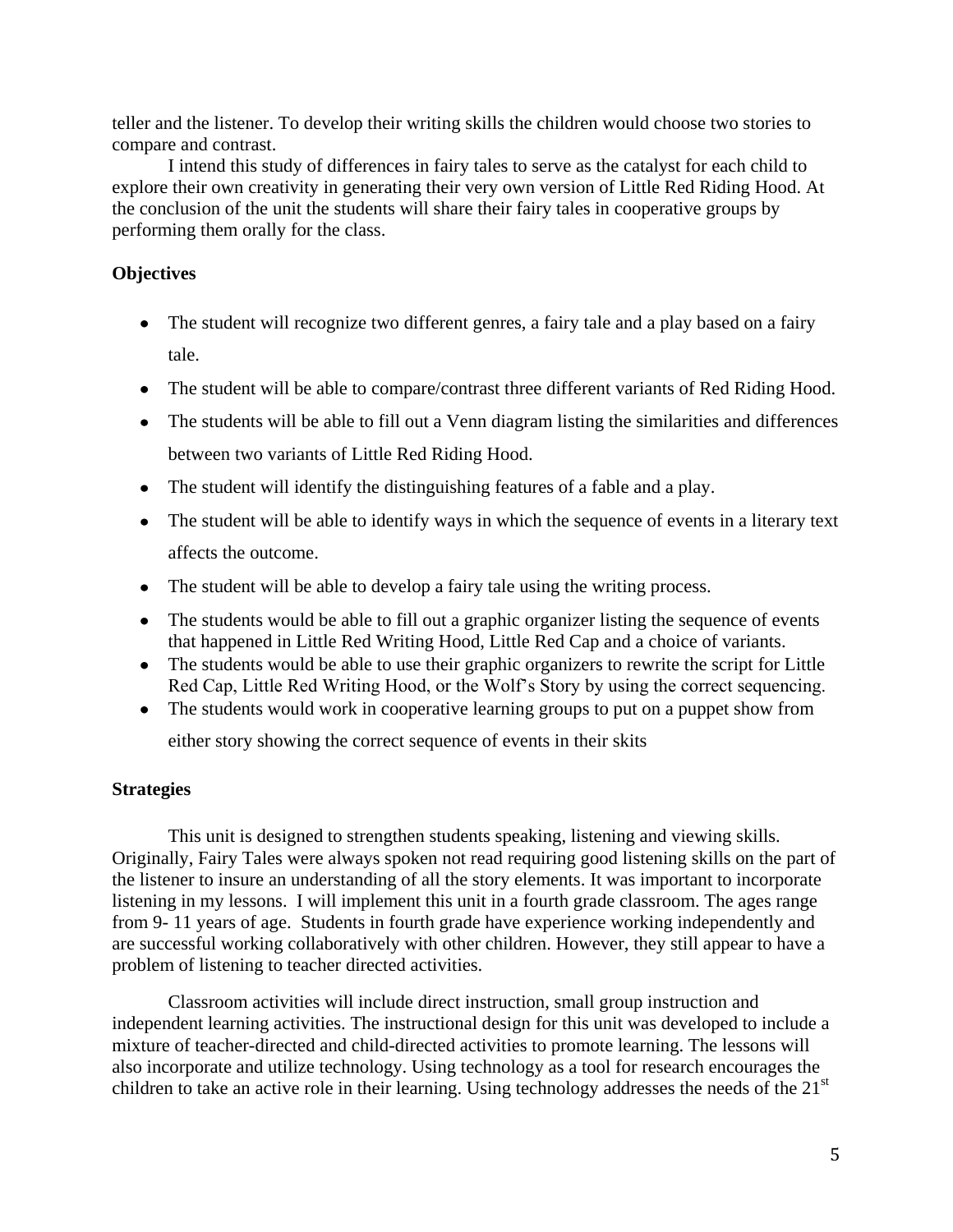teller and the listener. To develop their writing skills the children would choose two stories to compare and contrast.

I intend this study of differences in fairy tales to serve as the catalyst for each child to explore their own creativity in generating their very own version of Little Red Riding Hood. At the conclusion of the unit the students will share their fairy tales in cooperative groups by performing them orally for the class.

**Objectives**

- The student will recognize two different genres, a fairy tale and a play based on a fairy tale.
- The student will be able to compare/contrast three different variants of Red Riding Hood.
- The students will be able to fill out a Venn diagram listing the similarities and differences between two variants of Little Red Riding Hood.
- The student will identify the distinguishing features of a fable and a play.
- The student will be able to identify ways in which the sequence of events in a literary text affects the outcome.
- The student will be able to develop a fairy tale using the writing process.
- The students would be able to fill out a graphic organizer listing the sequence of events that happened in Little Red Writing Hood, Little Red Cap and a choice of variants.
- The students would be able to use their graphic organizers to rewrite the script for Little Red Cap, Little Red Writing Hood, or the Wolf's Story by using the correct sequencing.
- The students would work in cooperative learning groups to put on a puppet show from either story showing the correct sequence of events in their skits

**Strategies**

This unit is designed to strengthen students speaking, listening and viewing skills. Originally, Fairy Tales were always spoken not read requiring good listening skills on the part of the listener to insure an understanding of all the story elements. It was important to incorporate listening in my lessons. I will implement this unit in a fourth grade classroom. The ages range from 9- 11 years of age. Students in fourth grade have experience working independently and are successful working collaboratively with other children. However, they still appear to have a problem of listening to teacher directed activities.

Classroom activities will include direct instruction, small group instruction and independent learning activities. The instructional design for this unit was developed to include a mixture of teacher-directed and child-directed activities to promote learning. The lessons will also incorporate and utilize technology. Using technology as a tool for research encourages the children to take an active role in their learning. Using technology addresses the needs of the 21st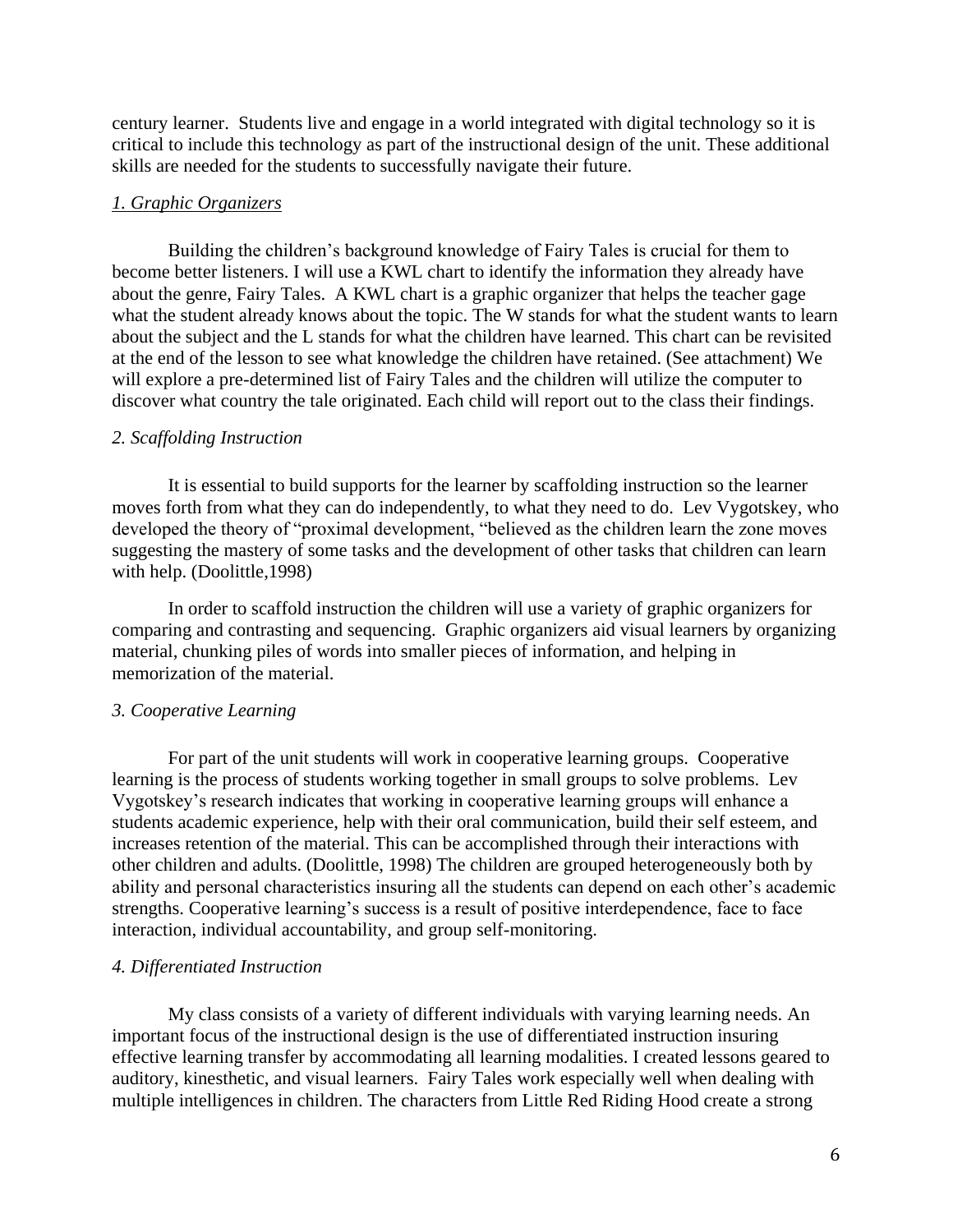century learner. Students live and engage in a world integrated with digital technology so it is critical to include this technology as part of the instructional design of the unit. These additional skills are needed for the students to successfully navigate their future.

*1. Graphic Organizers*

Building the children's background knowledge of Fairy Tales is crucial for them to become better listeners. I will use a KWL chart to identify the information they already have about the genre, Fairy Tales. A KWL chart is a graphic organizer that helps the teacher gage what the student already knows about the topic. The W stands for what the student wants to learn about the subject and the L stands for what the children have learned. This chart can be revisited at the end of the lesson to see what knowledge the children have retained. (See attachment) We will explore a pre-determined list of Fairy Tales and the children will utilize the computer to discover what country the tale originated. Each child will report out to the class their findings.

*2. Scaffolding Instruction*

It is essential to build supports for the learner by scaffolding instruction so the learner moves forth from what they can do independently, to what they need to do. Lev Vygotskey, who developed the theory of "proximal development, "believed as the children learn the zone moves suggesting the mastery of some tasks and the development of other tasks that children can learn with help. (Doolittle,1998)

In order to scaffold instruction the children will use a variety of graphic organizers for comparing and contrasting and sequencing. Graphic organizers aid visual learners by organizing material, chunking piles of words into smaller pieces of information, and helping in memorization of the material.

*3. Cooperative Learning*

For part of the unit students will work in cooperative learning groups. Cooperative learning is the process of students working together in small groups to solve problems. Lev Vygotskey's research indicates that working in cooperative learning groups will enhance a students academic experience, help with their oral communication, build their self esteem, and increases retention of the material. This can be accomplished through their interactions with other children and adults. (Doolittle, 1998) The children are grouped heterogeneously both by ability and personal characteristics insuring all the students can depend on each other's academic strengths. Cooperative learning's success is a result of positive interdependence, face to face interaction, individual accountability, and group self-monitoring.

*4. Differentiated Instruction*

My class consists of a variety of different individuals with varying learning needs. An important focus of the instructional design is the use of differentiated instruction insuring effective learning transfer by accommodating all learning modalities. I created lessons geared to auditory, kinesthetic, and visual learners. Fairy Tales work especially well when dealing with multiple intelligences in children. The characters from Little Red Riding Hood create a strong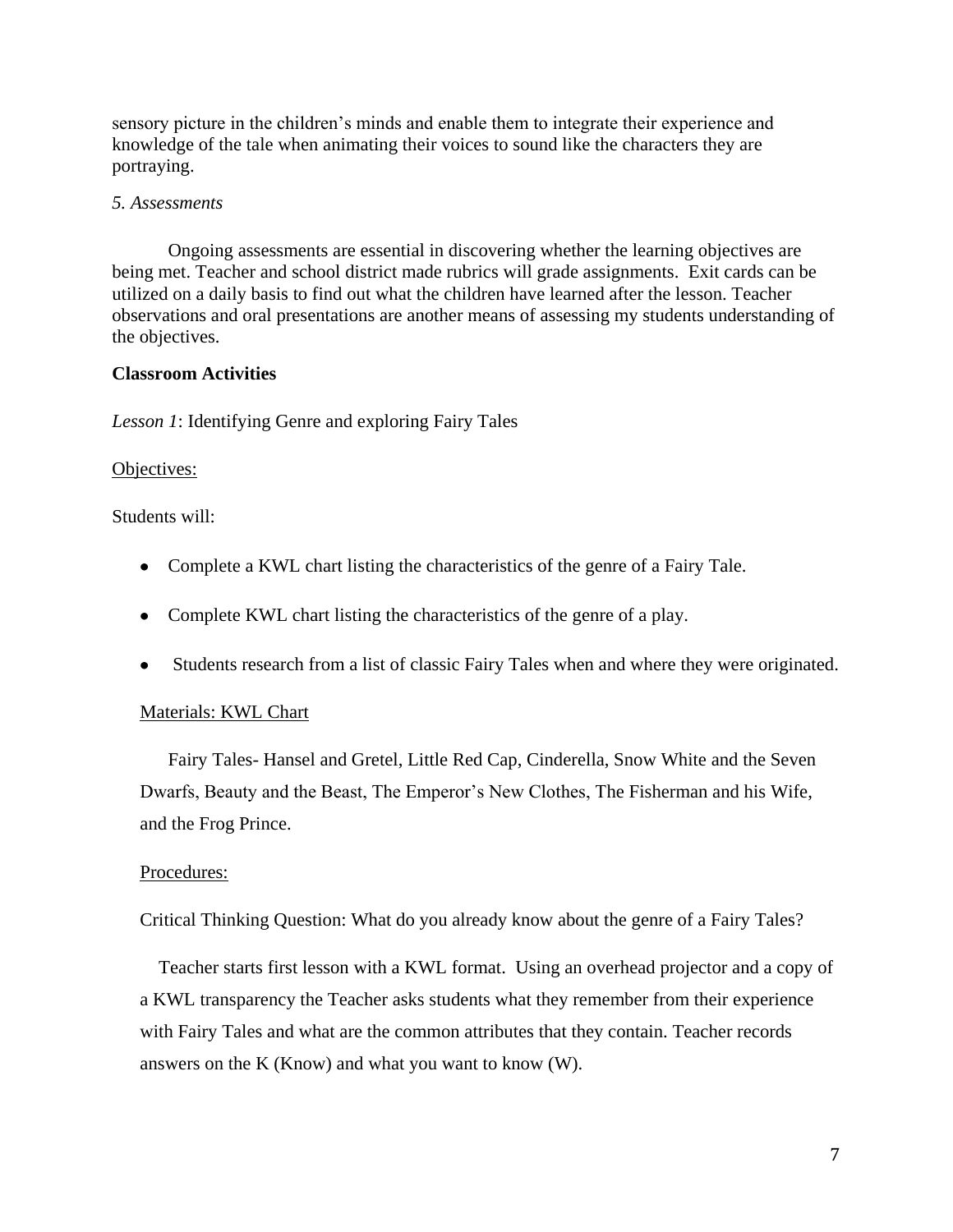sensory picture in the children's minds and enable them to integrate their experience and knowledge of the tale when animating their voices to sound like the characters they are portraying.

*5. Assessments*

Ongoing assessments are essential in discovering whether the learning objectives are being met. Teacher and school district made rubrics will grade assignments. Exit cards can be utilized on a daily basis to find out what the children have learned after the lesson. Teacher observations and oral presentations are another means of assessing my students understanding of the objectives.

**Classroom Activities**

*Lesson 1*: Identifying Genre and exploring Fairy Tales

<u>Objectives:</u>

Students will:

- Complete a KWL chart listing the characteristics of the genre of a Fairy Tale.
- Complete KWL chart listing the characteristics of the genre of a play.
- Students research from a list of classic Fairy Tales when and where they were originated.

<u>Materials: KWL Chart</u>

Fairy Tales- Hansel and Gretel, Little Red Cap, Cinderella, Snow White and the Seven Dwarfs, Beauty and the Beast, The Emperor's New Clothes, The Fisherman and his Wife, and the Frog Prince.

<u>Procedures:</u>

Critical Thinking Question: What do you already know about the genre of a Fairy Tales?

Teacher starts first lesson with a KWL format. Using an overhead projector and a copy of a KWL transparency the Teacher asks students what they remember from their experience with Fairy Tales and what are the common attributes that they contain. Teacher records answers on the K (Know) and what you want to know (W).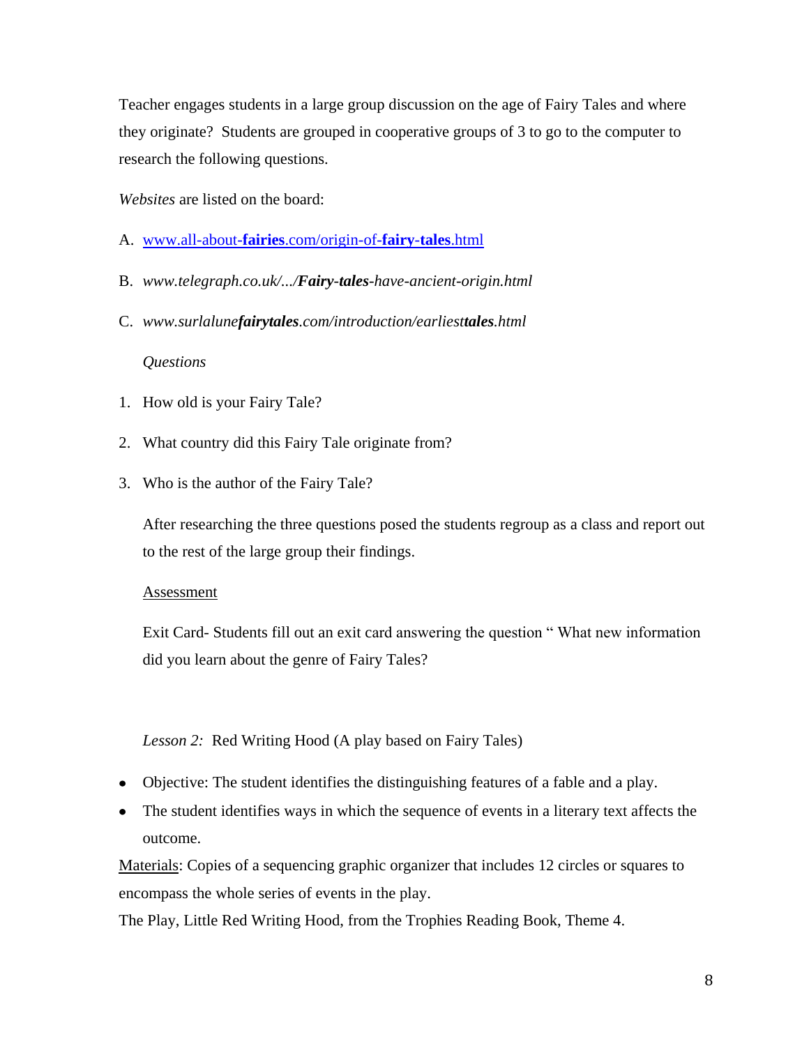Teacher engages students in a large group discussion on the age of Fairy Tales and where they originate? Students are grouped in cooperative groups of 3 to go to the computer to research the following questions.

*Websites* are listed on the board:

A. www.all-about-**fairies**.com/origin-of-**fairy-tales**.html

B. *www.telegraph.co.uk/.../**Fairy-tales**-have-ancient-origin.html*

C. *www.surlalune**fairytales**.com/introduction/earliest**tales**.html*

*Questions*

1. How old is your Fairy Tale?
2. What country did this Fairy Tale originate from?
3. Who is the author of the Fairy Tale?

After researching the three questions posed the students regroup as a class and report out to the rest of the large group their findings.

Assessment

Exit Card- Students fill out an exit card answering the question " What new information did you learn about the genre of Fairy Tales?

*Lesson 2:* Red Writing Hood (A play based on Fairy Tales)

- Objective: The student identifies the distinguishing features of a fable and a play.
- The student identifies ways in which the sequence of events in a literary text affects the outcome.

Materials: Copies of a sequencing graphic organizer that includes 12 circles or squares to encompass the whole series of events in the play.

The Play, Little Red Writing Hood, from the Trophies Reading Book, Theme 4.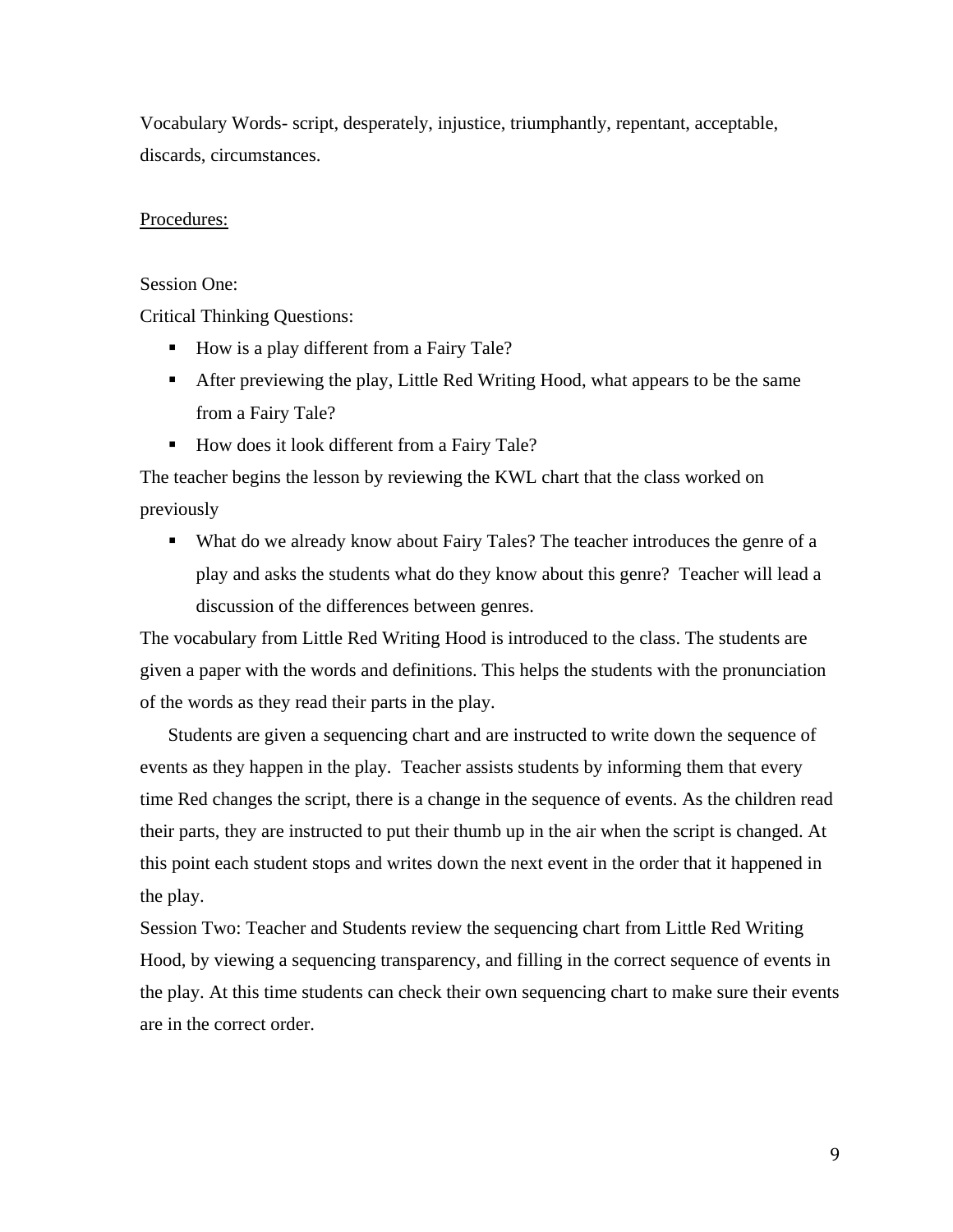Vocabulary Words- script, desperately, injustice, triumphantly, repentant, acceptable, discards, circumstances.

<u>Procedures:</u>

Session One:

Critical Thinking Questions:

- How is a play different from a Fairy Tale?
- After previewing the play, Little Red Writing Hood, what appears to be the same from a Fairy Tale?
- How does it look different from a Fairy Tale?

The teacher begins the lesson by reviewing the KWL chart that the class worked on previously

- What do we already know about Fairy Tales? The teacher introduces the genre of a play and asks the students what do they know about this genre? Teacher will lead a discussion of the differences between genres.

The vocabulary from Little Red Writing Hood is introduced to the class. The students are given a paper with the words and definitions. This helps the students with the pronunciation of the words as they read their parts in the play.

Students are given a sequencing chart and are instructed to write down the sequence of events as they happen in the play. Teacher assists students by informing them that every time Red changes the script, there is a change in the sequence of events. As the children read their parts, they are instructed to put their thumb up in the air when the script is changed. At this point each student stops and writes down the next event in the order that it happened in the play.

Session Two: Teacher and Students review the sequencing chart from Little Red Writing Hood, by viewing a sequencing transparency, and filling in the correct sequence of events in the play. At this time students can check their own sequencing chart to make sure their events are in the correct order.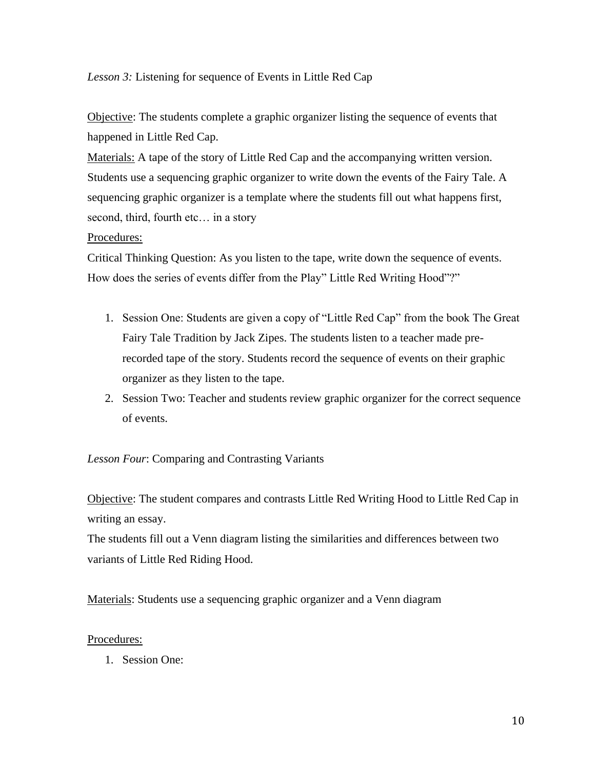*Lesson 3:* Listening for sequence of Events in Little Red Cap

Objective: The students complete a graphic organizer listing the sequence of events that happened in Little Red Cap.

Materials: A tape of the story of Little Red Cap and the accompanying written version. Students use a sequencing graphic organizer to write down the events of the Fairy Tale. A sequencing graphic organizer is a template where the students fill out what happens first, second, third, fourth etc… in a story

Procedures:

Critical Thinking Question: As you listen to the tape, write down the sequence of events. How does the series of events differ from the Play" Little Red Writing Hood"?"

1. Session One: Students are given a copy of "Little Red Cap" from the book The Great Fairy Tale Tradition by Jack Zipes. The students listen to a teacher made pre-recorded tape of the story. Students record the sequence of events on their graphic organizer as they listen to the tape.
2. Session Two: Teacher and students review graphic organizer for the correct sequence of events.

*Lesson Four*: Comparing and Contrasting Variants

Objective: The student compares and contrasts Little Red Writing Hood to Little Red Cap in writing an essay.

The students fill out a Venn diagram listing the similarities and differences between two variants of Little Red Riding Hood.

Materials: Students use a sequencing graphic organizer and a Venn diagram

Procedures:

1. Session One: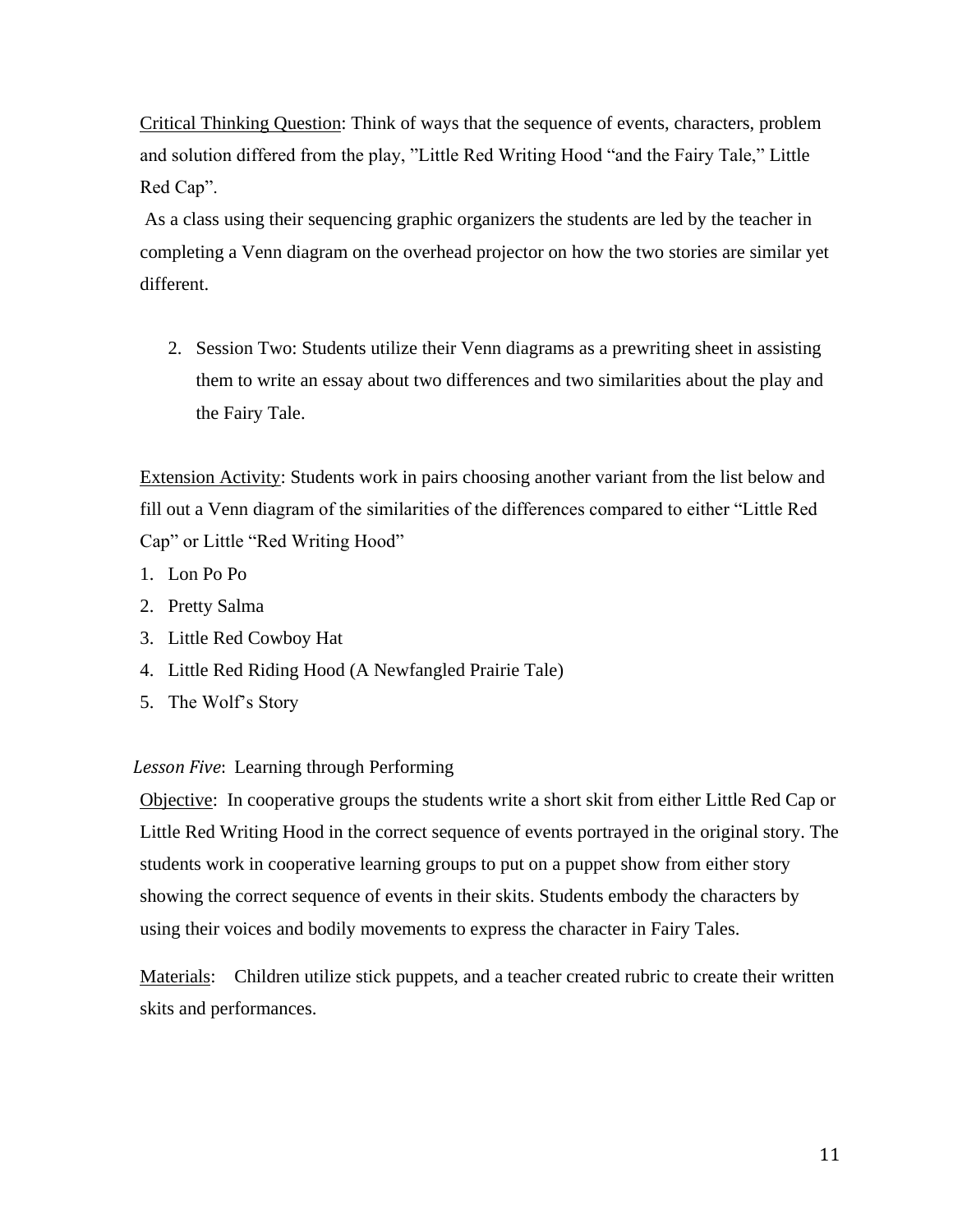Critical Thinking Question: Think of ways that the sequence of events, characters, problem and solution differed from the play, "Little Red Writing Hood "and the Fairy Tale," Little Red Cap".

As a class using their sequencing graphic organizers the students are led by the teacher in completing a Venn diagram on the overhead projector on how the two stories are similar yet different.

2. Session Two: Students utilize their Venn diagrams as a prewriting sheet in assisting them to write an essay about two differences and two similarities about the play and the Fairy Tale.

Extension Activity: Students work in pairs choosing another variant from the list below and fill out a Venn diagram of the similarities of the differences compared to either "Little Red Cap" or Little "Red Writing Hood"

1. Lon Po Po
2. Pretty Salma
3. Little Red Cowboy Hat
4. Little Red Riding Hood (A Newfangled Prairie Tale)
5. The Wolf's Story

*Lesson Five*: Learning through Performing

Objective: In cooperative groups the students write a short skit from either Little Red Cap or Little Red Writing Hood in the correct sequence of events portrayed in the original story. The students work in cooperative learning groups to put on a puppet show from either story showing the correct sequence of events in their skits. Students embody the characters by using their voices and bodily movements to express the character in Fairy Tales.

Materials: Children utilize stick puppets, and a teacher created rubric to create their written skits and performances.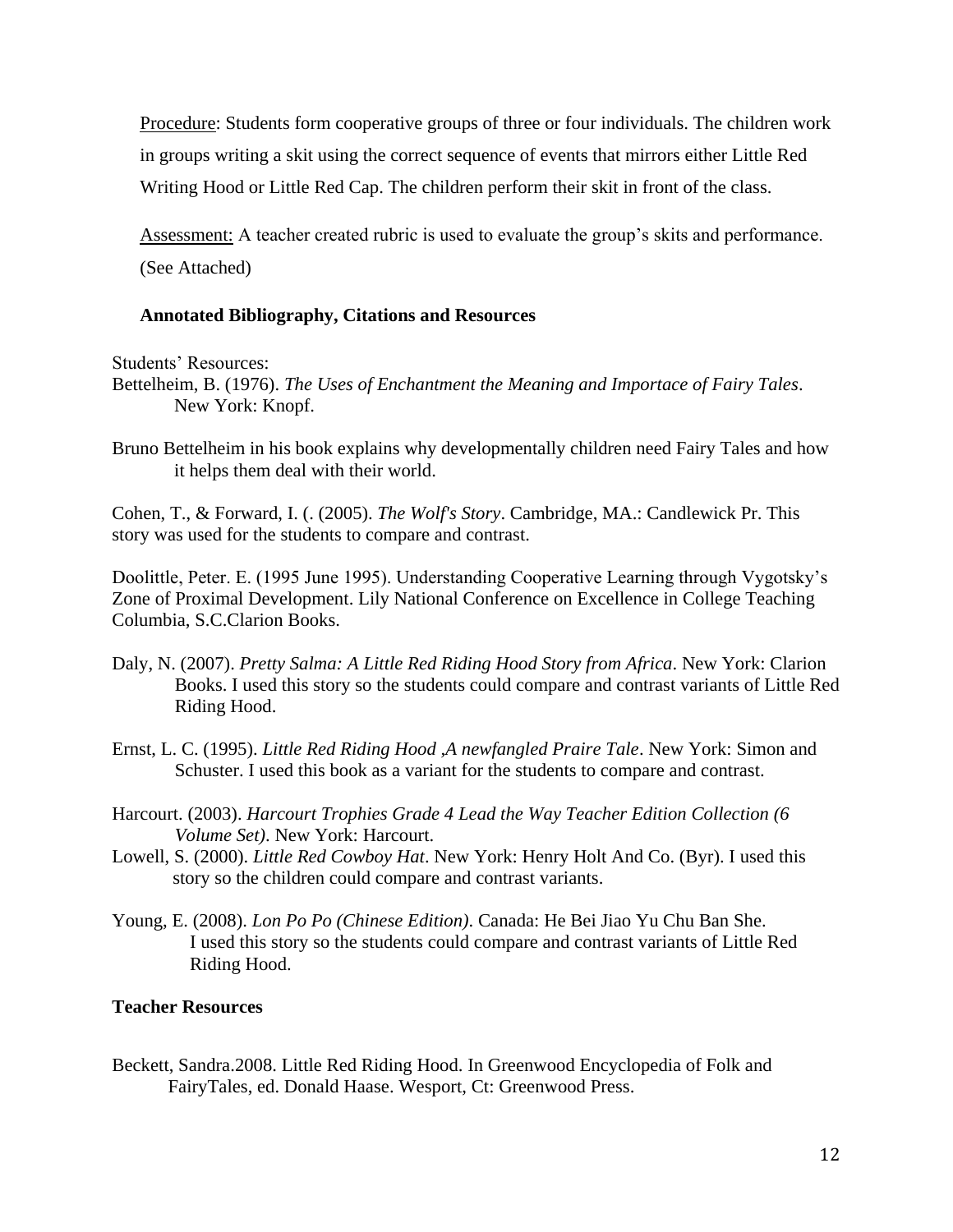<u>Procedure</u>: Students form cooperative groups of three or four individuals. The children work in groups writing a skit using the correct sequence of events that mirrors either Little Red Writing Hood or Little Red Cap. The children perform their skit in front of the class.

<u>Assessment:</u> A teacher created rubric is used to evaluate the group's skits and performance. (See Attached)

### Annotated Bibliography, Citations and Resources

Students' Resources:

Bettelheim, B. (1976). *The Uses of Enchantment the Meaning and Importace of Fairy Tales*. New York: Knopf.

Bruno Bettelheim in his book explains why developmentally children need Fairy Tales and how it helps them deal with their world.

Cohen, T., & Forward, I. (. (2005). *The Wolf's Story*. Cambridge, MA.: Candlewick Pr. This story was used for the students to compare and contrast.

Doolittle, Peter. E. (1995 June 1995). Understanding Cooperative Learning through Vygotsky's Zone of Proximal Development. Lily National Conference on Excellence in College Teaching Columbia, S.C.Clarion Books.

Daly, N. (2007). *Pretty Salma: A Little Red Riding Hood Story from Africa*. New York: Clarion Books. I used this story so the students could compare and contrast variants of Little Red Riding Hood.

Ernst, L. C. (1995). *Little Red Riding Hood ,A newfangled Praire Tale*. New York: Simon and Schuster. I used this book as a variant for the students to compare and contrast.

Harcourt. (2003). *Harcourt Trophies Grade 4 Lead the Way Teacher Edition Collection (6 Volume Set)*. New York: Harcourt.

Lowell, S. (2000). *Little Red Cowboy Hat*. New York: Henry Holt And Co. (Byr). I used this story so the children could compare and contrast variants.

Young, E. (2008). *Lon Po Po (Chinese Edition)*. Canada: He Bei Jiao Yu Chu Ban She. I used this story so the students could compare and contrast variants of Little Red Riding Hood.

### Teacher Resources

Beckett, Sandra.2008. Little Red Riding Hood. In Greenwood Encyclopedia of Folk and FairyTales, ed. Donald Haase. Wesport, Ct: Greenwood Press.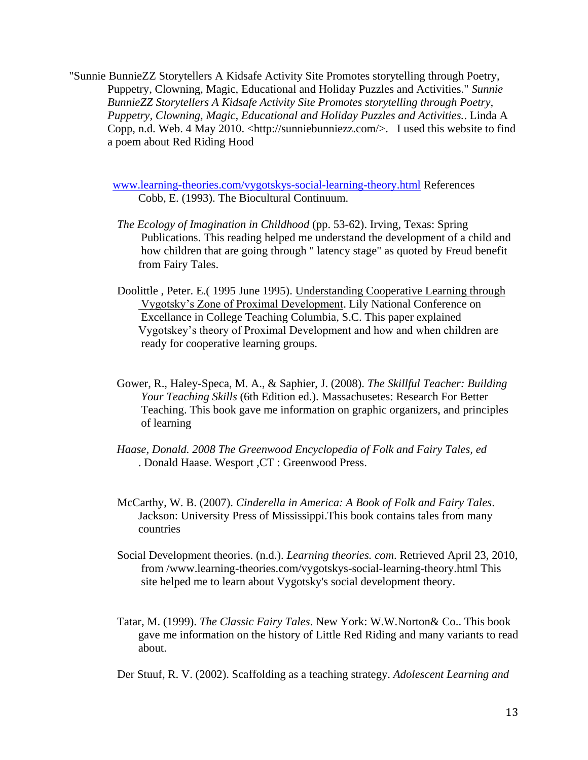"Sunnie BunnieZZ Storytellers A Kidsafe Activity Site Promotes storytelling through Poetry, Puppetry, Clowning, Magic, Educational and Holiday Puzzles and Activities." *Sunnie BunnieZZ Storytellers A Kidsafe Activity Site Promotes storytelling through Poetry, Puppetry, Clowning, Magic, Educational and Holiday Puzzles and Activities.*. Linda A Copp, n.d. Web. 4 May 2010. <http://sunniebunniezz.com/>. I used this website to find a poem about Red Riding Hood

www.learning-theories.com/vygotskys-social-learning-theory.html References
Cobb, E. (1993). The Biocultural Continuum.

*The Ecology of Imagination in Childhood* (pp. 53-62). Irving, Texas: Spring Publications. This reading helped me understand the development of a child and how children that are going through " latency stage" as quoted by Freud benefit from Fairy Tales.

Doolittle , Peter. E.( 1995 June 1995). Understanding Cooperative Learning through Vygotsky's Zone of Proximal Development. Lily National Conference on Excellance in College Teaching Columbia, S.C. This paper explained Vygotskey's theory of Proximal Development and how and when children are ready for cooperative learning groups.

Gower, R., Haley-Speca, M. A., & Saphier, J. (2008). *The Skillful Teacher: Building Your Teaching Skills* (6th Edition ed.). Massachusetes: Research For Better Teaching. This book gave me information on graphic organizers, and principles of learning

*Haase, Donald. 2008 The Greenwood Encyclopedia of Folk and Fairy Tales, ed* . Donald Haase. Wesport ,CT : Greenwood Press.

McCarthy, W. B. (2007). *Cinderella in America: A Book of Folk and Fairy Tales*. Jackson: University Press of Mississippi.This book contains tales from many countries

Social Development theories. (n.d.). *Learning theories. com*. Retrieved April 23, 2010, from /www.learning-theories.com/vygotskys-social-learning-theory.html This site helped me to learn about Vygotsky's social development theory.

Tatar, M. (1999). *The Classic Fairy Tales*. New York: W.W.Norton& Co.. This book gave me information on the history of Little Red Riding and many variants to read about.

Der Stuuf, R. V. (2002). Scaffolding as a teaching strategy. *Adolescent Learning and*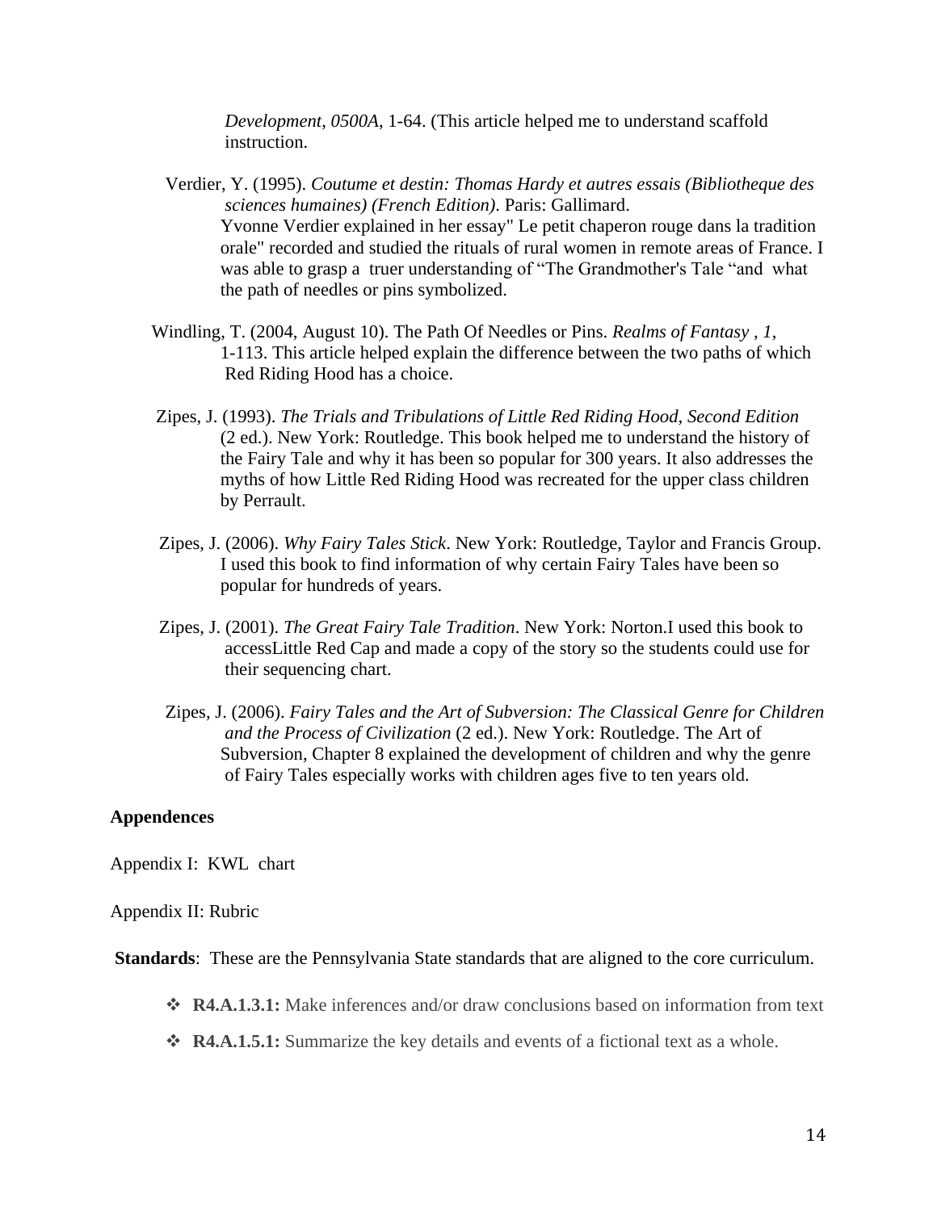*Development*, *0500A*, 1-64. (This article helped me to understand scaffold instruction.

Verdier, Y. (1995). *Coutume et destin: Thomas Hardy et autres essais (Bibliotheque des sciences humaines) (French Edition)*. Paris: Gallimard.
Yvonne Verdier explained in her essay" Le petit chaperon rouge dans la tradition orale" recorded and studied the rituals of rural women in remote areas of France. I was able to grasp a truer understanding of "The Grandmother's Tale "and what the path of needles or pins symbolized.

Windling, T. (2004, August 10). The Path Of Needles or Pins. *Realms of Fantasy* , *1*, 1-113. This article helped explain the difference between the two paths of which Red Riding Hood has a choice.

Zipes, J. (1993). *The Trials and Tribulations of Little Red Riding Hood, Second Edition* (2 ed.). New York: Routledge. This book helped me to understand the history of the Fairy Tale and why it has been so popular for 300 years. It also addresses the myths of how Little Red Riding Hood was recreated for the upper class children by Perrault.

Zipes, J. (2006). *Why Fairy Tales Stick*. New York: Routledge, Taylor and Francis Group. I used this book to find information of why certain Fairy Tales have been so popular for hundreds of years.

Zipes, J. (2001). *The Great Fairy Tale Tradition*. New York: Norton.I used this book to accessLittle Red Cap and made a copy of the story so the students could use for their sequencing chart.

Zipes, J. (2006). *Fairy Tales and the Art of Subversion: The Classical Genre for Children and the Process of Civilization* (2 ed.). New York: Routledge. The Art of Subversion, Chapter 8 explained the development of children and why the genre of Fairy Tales especially works with children ages five to ten years old.

**Appendences**

Appendix I: KWL chart

Appendix II: Rubric

**Standards**: These are the Pennsylvania State standards that are aligned to the core curriculum.

- **R4.A.1.3.1:** Make inferences and/or draw conclusions based on information from text
- **R4.A.1.5.1:** Summarize the key details and events of a fictional text as a whole.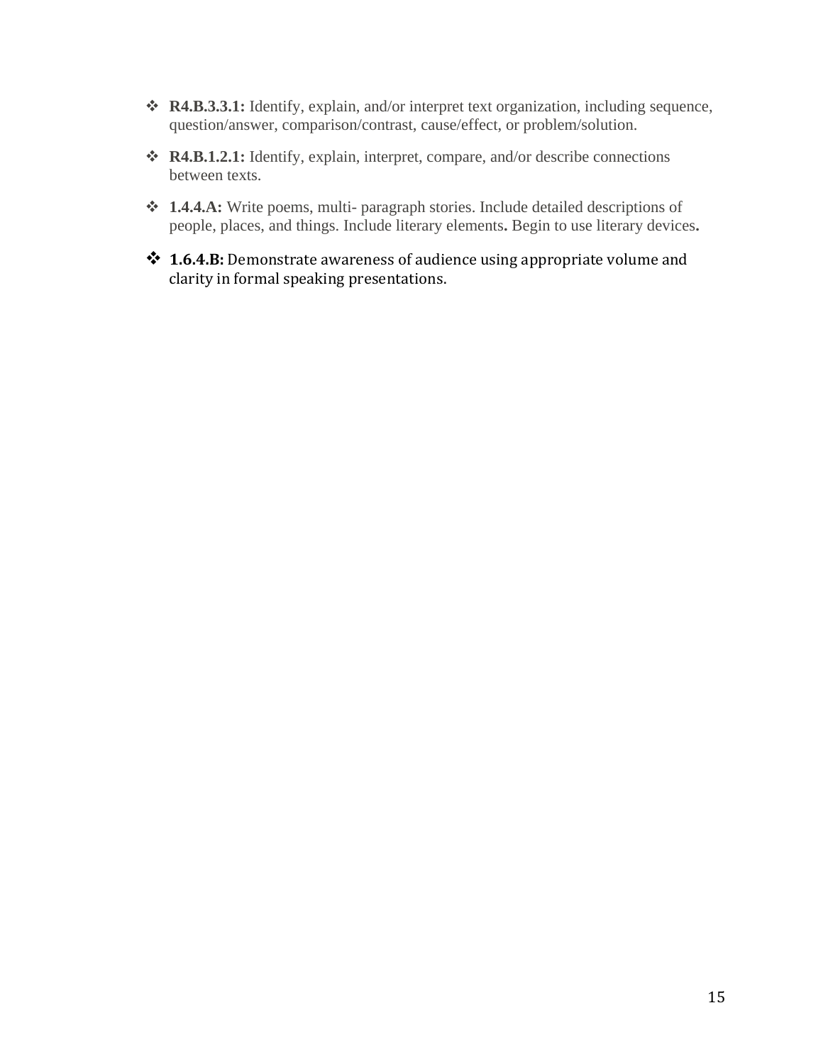- **R4.B.3.3.1:** Identify, explain, and/or interpret text organization, including sequence, question/answer, comparison/contrast, cause/effect, or problem/solution.
- **R4.B.1.2.1:** Identify, explain, interpret, compare, and/or describe connections between texts.
- **1.4.4.A:** Write poems, multi- paragraph stories. Include detailed descriptions of people, places, and things. Include literary elements**.** Begin to use literary devices**.**
- **1.6.4.B:** Demonstrate awareness of audience using appropriate volume and clarity in formal speaking presentations.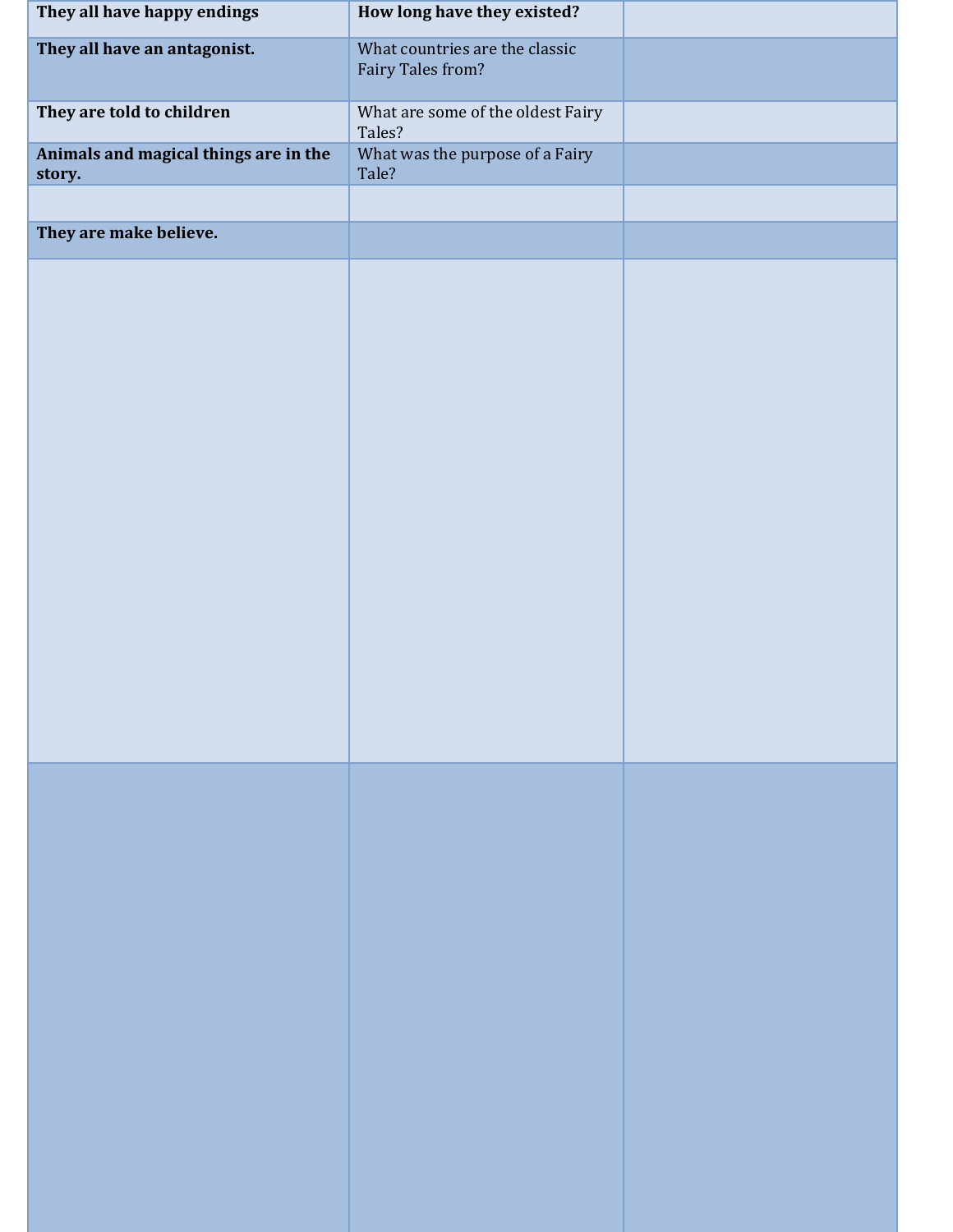| **They all have happy endings** | **How long have they existed?** | |
|---|---|---|
| **They all have an antagonist.** | What countries are the classic Fairy Tales from? | |
| **They are told to children** | What are some of the oldest Fairy Tales? | |
| **Animals and magical things are in the story.** | What was the purpose of a Fairy Tale? | |
| | | |
| **They are make believe.** | | |
| | | |
| | | |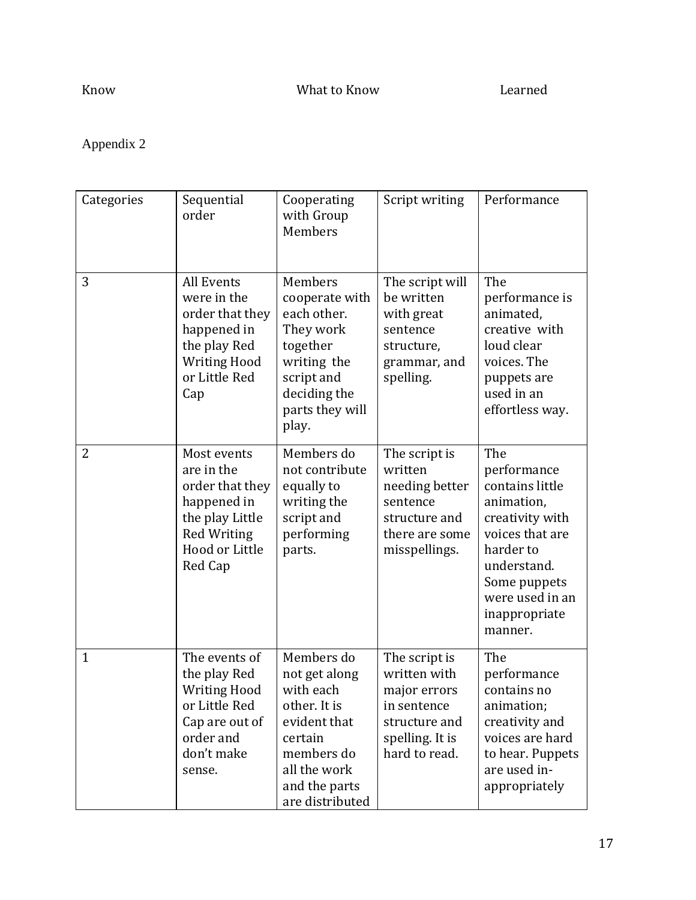Know What to Know Learned

Appendix 2

| Categories | Sequential order | Cooperating with Group Members | Script writing | Performance |
| --- | --- | --- | --- | --- |
| 3 | All Events were in the order that they happened in the play Red Writing Hood or Little Red Cap | Members cooperate with each other. They work together writing the script and deciding the parts they will play. | The script will be written with great sentence structure, grammar, and spelling. | The performance is animated, creative with loud clear voices. The puppets are used in an effortless way. |
| 2 | Most events are in the order that they happened in the play Little Red Writing Hood or Little Red Cap | Members do not contribute equally to writing the script and performing parts. | The script is written needing better sentence structure and there are some misspellings. | The performance contains little animation, creativity with voices that are harder to understand. Some puppets were used in an inappropriate manner. |
| 1 | The events of the play Red Writing Hood or Little Red Cap are out of order and don't make sense. | Members do not get along with each other. It is evident that certain members do all the work and the parts are distributed | The script is written with major errors in sentence structure and spelling. It is hard to read. | The performance contains no animation; creativity and voices are hard to hear. Puppets are used in-appropriately |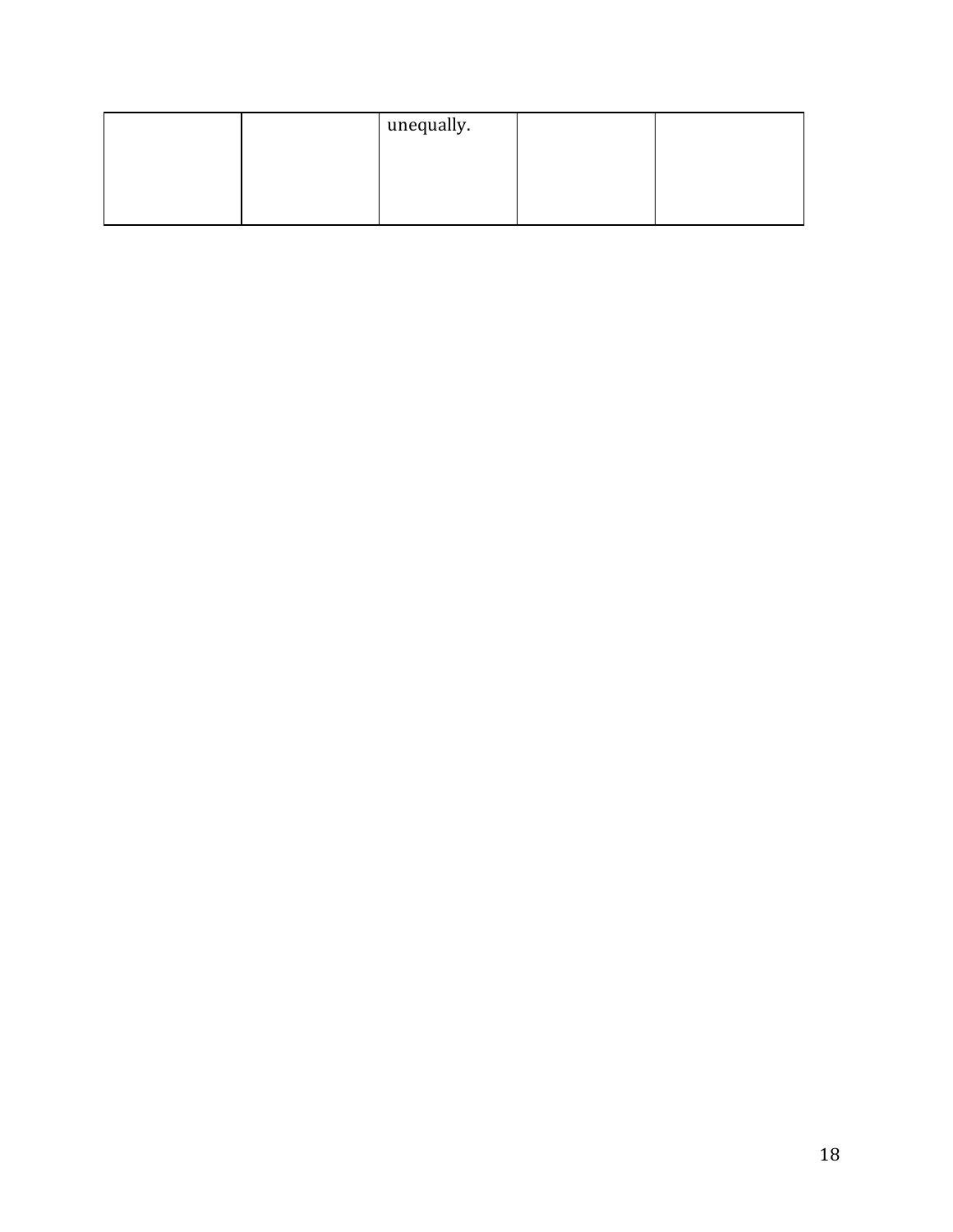| | | | | |
|---|---|---|---|---|
| | | unequally. | | |